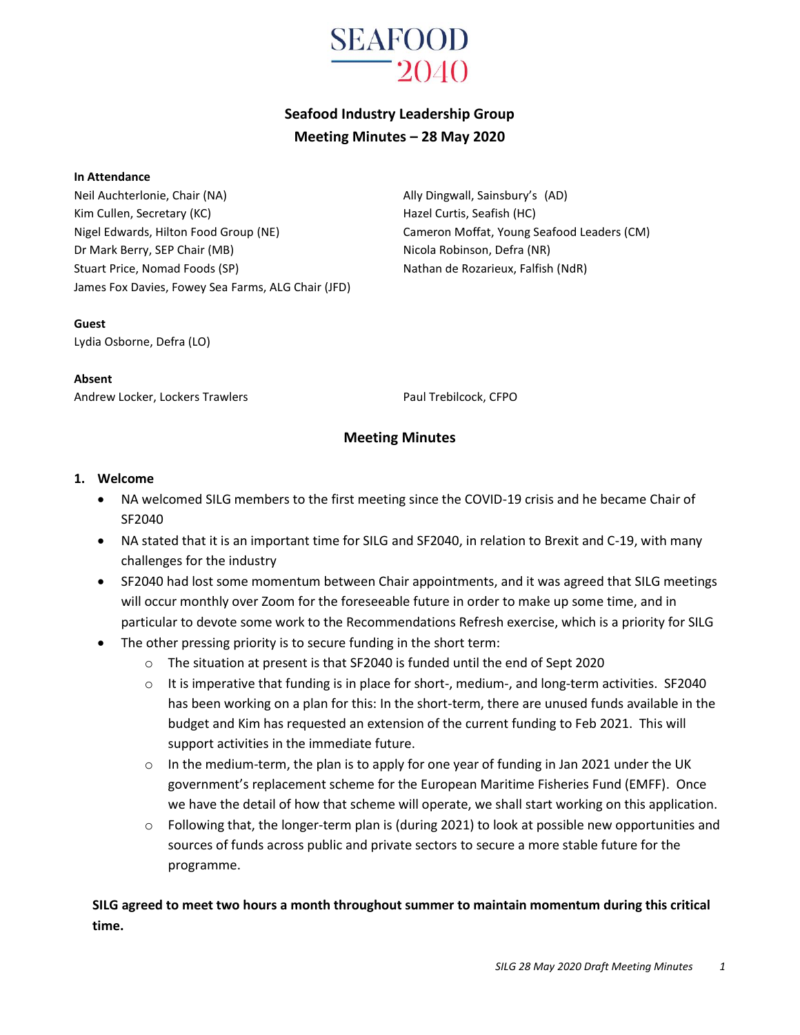SEAFOOD 2040

# Seafood Industry Leadership Group
## Meeting Minutes – 28 May 2020

**In Attendance**

Neil Auchterlonie, Chair (NA)
Kim Cullen, Secretary (KC)
Nigel Edwards, Hilton Food Group (NE)
Dr Mark Berry, SEP Chair (MB)
Stuart Price, Nomad Foods (SP)
James Fox Davies, Fowey Sea Farms, ALG Chair (JFD)
Ally Dingwall, Sainsbury's (AD)
Hazel Curtis, Seafish (HC)
Cameron Moffat, Young Seafood Leaders (CM)
Nicola Robinson, Defra (NR)
Nathan de Rozarieux, Falfish (NdR)

**Guest**

Lydia Osborne, Defra (LO)

**Absent**

Andrew Locker, Lockers Trawlers
Paul Trebilcock, CFPO

## Meeting Minutes

### 1. Welcome

- NA welcomed SILG members to the first meeting since the COVID-19 crisis and he became Chair of SF2040
- NA stated that it is an important time for SILG and SF2040, in relation to Brexit and C-19, with many challenges for the industry
- SF2040 had lost some momentum between Chair appointments, and it was agreed that SILG meetings will occur monthly over Zoom for the foreseeable future in order to make up some time, and in particular to devote some work to the Recommendations Refresh exercise, which is a priority for SILG
- The other pressing priority is to secure funding in the short term:
  - The situation at present is that SF2040 is funded until the end of Sept 2020
  - It is imperative that funding is in place for short-, medium-, and long-term activities. SF2040 has been working on a plan for this: In the short-term, there are unused funds available in the budget and Kim has requested an extension of the current funding to Feb 2021. This will support activities in the immediate future.
  - In the medium-term, the plan is to apply for one year of funding in Jan 2021 under the UK government's replacement scheme for the European Maritime Fisheries Fund (EMFF). Once we have the detail of how that scheme will operate, we shall start working on this application.
  - Following that, the longer-term plan is (during 2021) to look at possible new opportunities and sources of funds across public and private sectors to secure a more stable future for the programme.

**SILG agreed to meet two hours a month throughout summer to maintain momentum during this critical time.**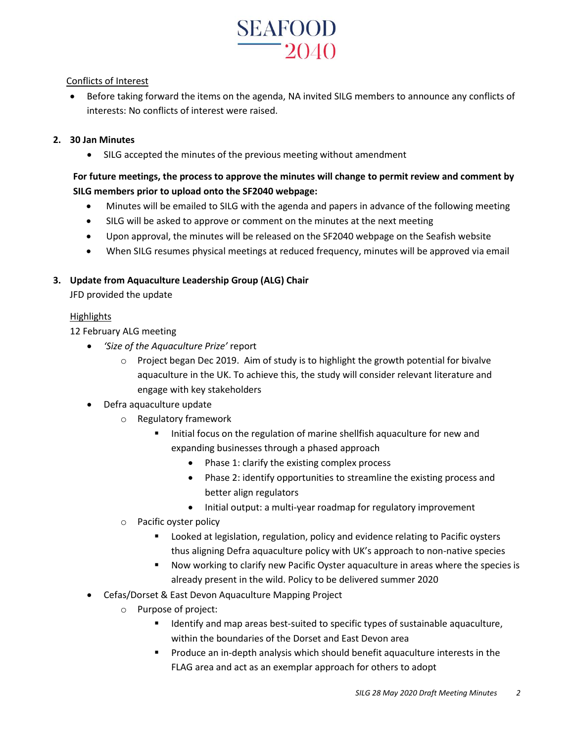Conflicts of Interest

- Before taking forward the items on the agenda, NA invited SILG members to announce any conflicts of interests: No conflicts of interest were raised.

## 2. 30 Jan Minutes

- SILG accepted the minutes of the previous meeting without amendment

**For future meetings, the process to approve the minutes will change to permit review and comment by SILG members prior to upload onto the SF2040 webpage:**

- Minutes will be emailed to SILG with the agenda and papers in advance of the following meeting
- SILG will be asked to approve or comment on the minutes at the next meeting
- Upon approval, the minutes will be released on the SF2040 webpage on the Seafish website
- When SILG resumes physical meetings at reduced frequency, minutes will be approved via email

## 3. Update from Aquaculture Leadership Group (ALG) Chair

JFD provided the update

Highlights

12 February ALG meeting

- *'Size of the Aquaculture Prize'* report
  - Project began Dec 2019. Aim of study is to highlight the growth potential for bivalve aquaculture in the UK. To achieve this, the study will consider relevant literature and engage with key stakeholders
- Defra aquaculture update
  - Regulatory framework
    - Initial focus on the regulation of marine shellfish aquaculture for new and expanding businesses through a phased approach
      - Phase 1: clarify the existing complex process
      - Phase 2: identify opportunities to streamline the existing process and better align regulators
      - Initial output: a multi-year roadmap for regulatory improvement
  - Pacific oyster policy
    - Looked at legislation, regulation, policy and evidence relating to Pacific oysters thus aligning Defra aquaculture policy with UK's approach to non-native species
    - Now working to clarify new Pacific Oyster aquaculture in areas where the species is already present in the wild. Policy to be delivered summer 2020
- Cefas/Dorset & East Devon Aquaculture Mapping Project
  - Purpose of project:
    - Identify and map areas best-suited to specific types of sustainable aquaculture, within the boundaries of the Dorset and East Devon area
    - Produce an in-depth analysis which should benefit aquaculture interests in the FLAG area and act as an exemplar approach for others to adopt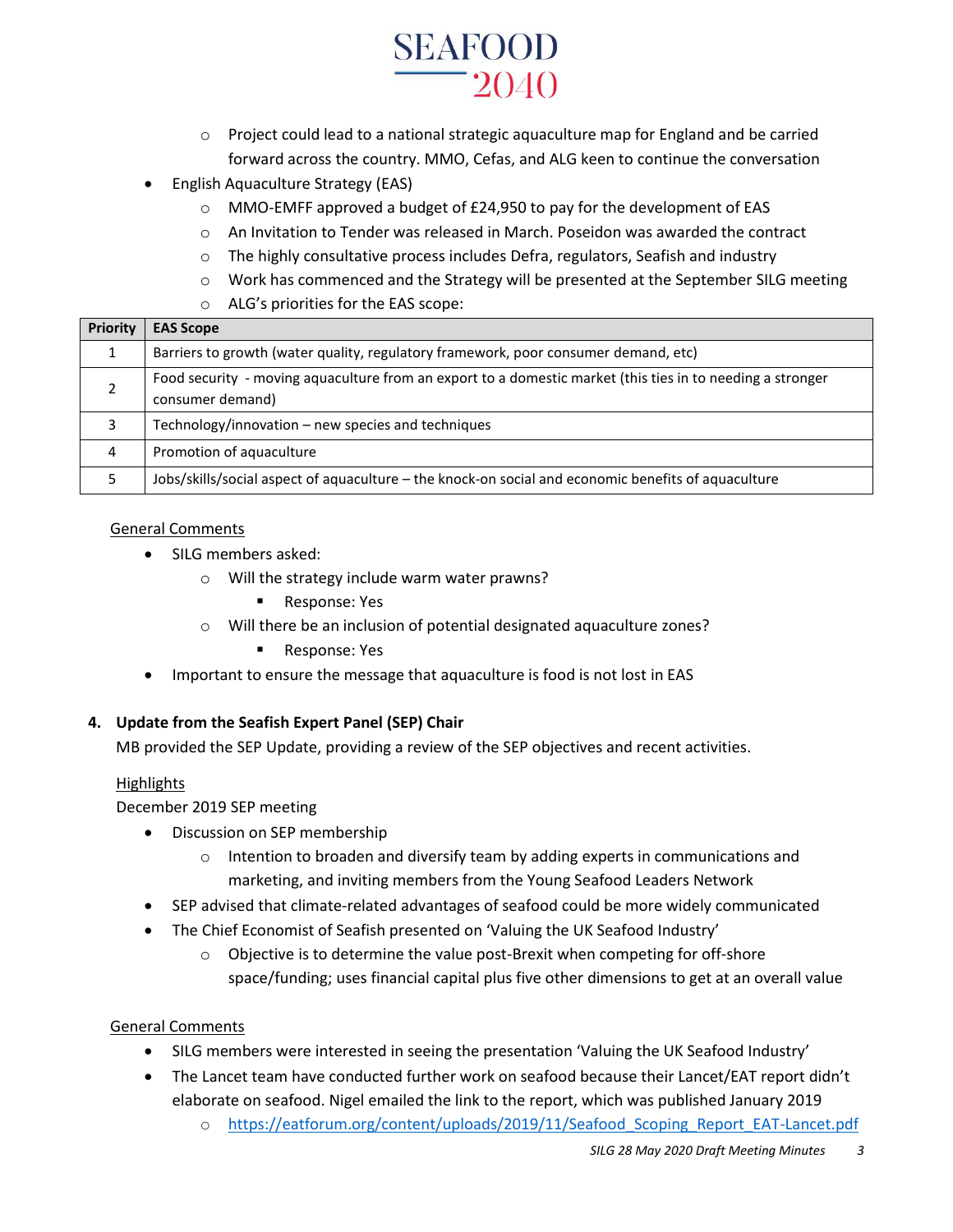- Project could lead to a national strategic aquaculture map for England and be carried forward across the country. MMO, Cefas, and ALG keen to continue the conversation
- English Aquaculture Strategy (EAS)
  - MMO-EMFF approved a budget of £24,950 to pay for the development of EAS
  - An Invitation to Tender was released in March. Poseidon was awarded the contract
  - The highly consultative process includes Defra, regulators, Seafish and industry
  - Work has commenced and the Strategy will be presented at the September SILG meeting
  - ALG's priorities for the EAS scope:

| Priority | EAS Scope |
|---|---|
| 1 | Barriers to growth (water quality, regulatory framework, poor consumer demand, etc) |
| 2 | Food security - moving aquaculture from an export to a domestic market (this ties in to needing a stronger consumer demand) |
| 3 | Technology/innovation – new species and techniques |
| 4 | Promotion of aquaculture |
| 5 | Jobs/skills/social aspect of aquaculture – the knock-on social and economic benefits of aquaculture |

<u>General Comments</u>

- SILG members asked:
  - Will the strategy include warm water prawns?
    - Response: Yes
  - Will there be an inclusion of potential designated aquaculture zones?
    - Response: Yes
- Important to ensure the message that aquaculture is food is not lost in EAS

**4. Update from the Seafish Expert Panel (SEP) Chair**

MB provided the SEP Update, providing a review of the SEP objectives and recent activities.

<u>Highlights</u>

December 2019 SEP meeting

- Discussion on SEP membership
  - Intention to broaden and diversify team by adding experts in communications and marketing, and inviting members from the Young Seafood Leaders Network
- SEP advised that climate-related advantages of seafood could be more widely communicated
- The Chief Economist of Seafish presented on 'Valuing the UK Seafood Industry'
  - Objective is to determine the value post-Brexit when competing for off-shore space/funding; uses financial capital plus five other dimensions to get at an overall value

<u>General Comments</u>

- SILG members were interested in seeing the presentation 'Valuing the UK Seafood Industry'
- The Lancet team have conducted further work on seafood because their Lancet/EAT report didn't elaborate on seafood. Nigel emailed the link to the report, which was published January 2019
  - https://eatforum.org/content/uploads/2019/11/Seafood_Scoping_Report_EAT-Lancet.pdf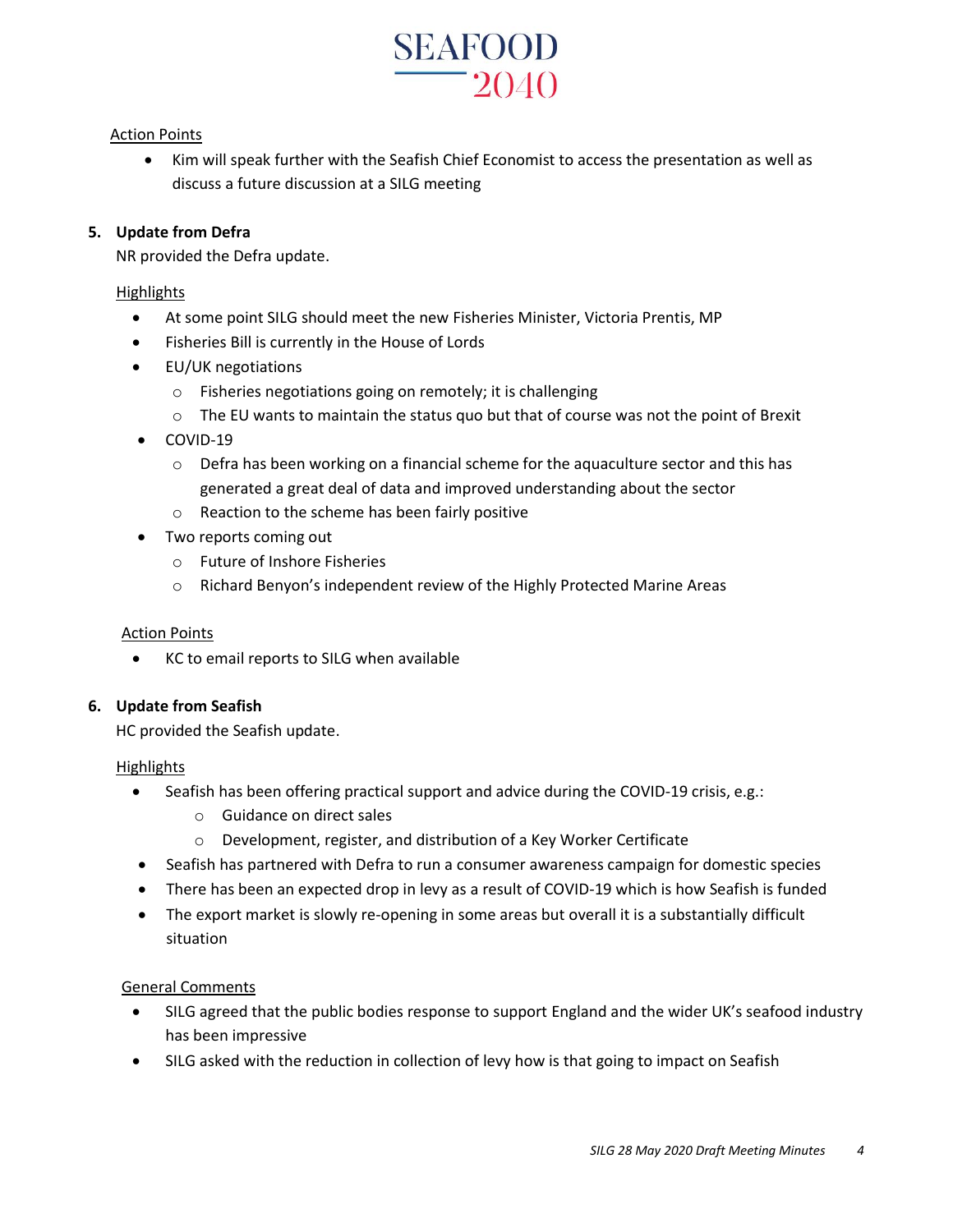Action Points

- Kim will speak further with the Seafish Chief Economist to access the presentation as well as discuss a future discussion at a SILG meeting

**5. Update from Defra**

NR provided the Defra update.

Highlights

- At some point SILG should meet the new Fisheries Minister, Victoria Prentis, MP
- Fisheries Bill is currently in the House of Lords
- EU/UK negotiations
  - Fisheries negotiations going on remotely; it is challenging
  - The EU wants to maintain the status quo but that of course was not the point of Brexit
- COVID-19
  - Defra has been working on a financial scheme for the aquaculture sector and this has generated a great deal of data and improved understanding about the sector
  - Reaction to the scheme has been fairly positive
- Two reports coming out
  - Future of Inshore Fisheries
  - Richard Benyon's independent review of the Highly Protected Marine Areas

Action Points

- KC to email reports to SILG when available

**6. Update from Seafish**

HC provided the Seafish update.

Highlights

- Seafish has been offering practical support and advice during the COVID-19 crisis, e.g.:
  - Guidance on direct sales
  - Development, register, and distribution of a Key Worker Certificate
- Seafish has partnered with Defra to run a consumer awareness campaign for domestic species
- There has been an expected drop in levy as a result of COVID-19 which is how Seafish is funded
- The export market is slowly re-opening in some areas but overall it is a substantially difficult situation

General Comments

- SILG agreed that the public bodies response to support England and the wider UK's seafood industry has been impressive
- SILG asked with the reduction in collection of levy how is that going to impact on Seafish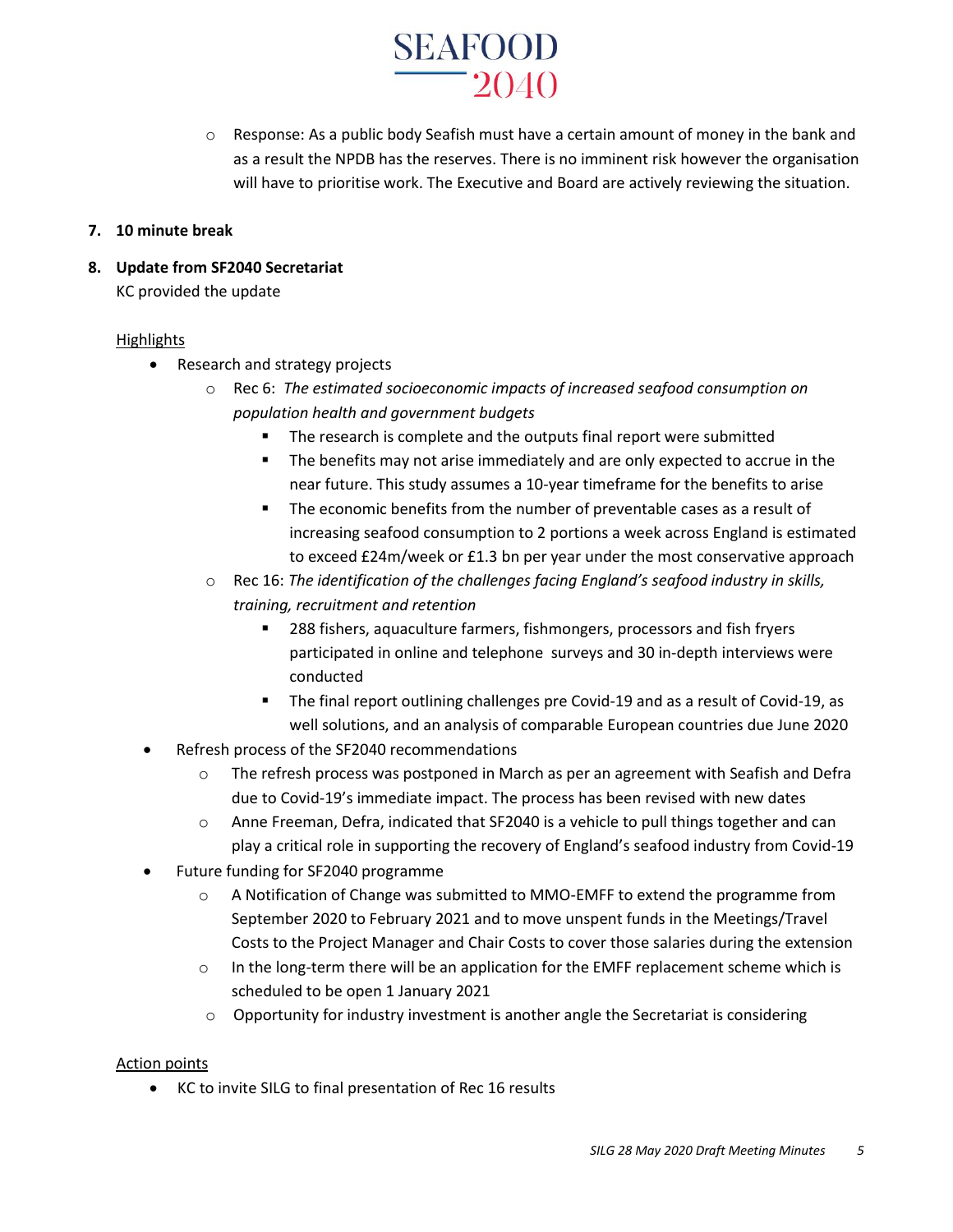- Response: As a public body Seafish must have a certain amount of money in the bank and as a result the NPDB has the reserves. There is no imminent risk however the organisation will have to prioritise work. The Executive and Board are actively reviewing the situation.

**7. 10 minute break**

**8. Update from SF2040 Secretariat**

KC provided the update

Highlights

- Research and strategy projects
  - Rec 6: *The estimated socioeconomic impacts of increased seafood consumption on population health and government budgets*
    - The research is complete and the outputs final report were submitted
    - The benefits may not arise immediately and are only expected to accrue in the near future. This study assumes a 10-year timeframe for the benefits to arise
    - The economic benefits from the number of preventable cases as a result of increasing seafood consumption to 2 portions a week across England is estimated to exceed £24m/week or £1.3 bn per year under the most conservative approach
  - Rec 16: *The identification of the challenges facing England's seafood industry in skills, training, recruitment and retention*
    - 288 fishers, aquaculture farmers, fishmongers, processors and fish fryers participated in online and telephone surveys and 30 in-depth interviews were conducted
    - The final report outlining challenges pre Covid-19 and as a result of Covid-19, as well solutions, and an analysis of comparable European countries due June 2020
- Refresh process of the SF2040 recommendations
  - The refresh process was postponed in March as per an agreement with Seafish and Defra due to Covid-19's immediate impact. The process has been revised with new dates
  - Anne Freeman, Defra, indicated that SF2040 is a vehicle to pull things together and can play a critical role in supporting the recovery of England's seafood industry from Covid-19
- Future funding for SF2040 programme
  - A Notification of Change was submitted to MMO-EMFF to extend the programme from September 2020 to February 2021 and to move unspent funds in the Meetings/Travel Costs to the Project Manager and Chair Costs to cover those salaries during the extension
  - In the long-term there will be an application for the EMFF replacement scheme which is scheduled to be open 1 January 2021
  - Opportunity for industry investment is another angle the Secretariat is considering

Action points

- KC to invite SILG to final presentation of Rec 16 results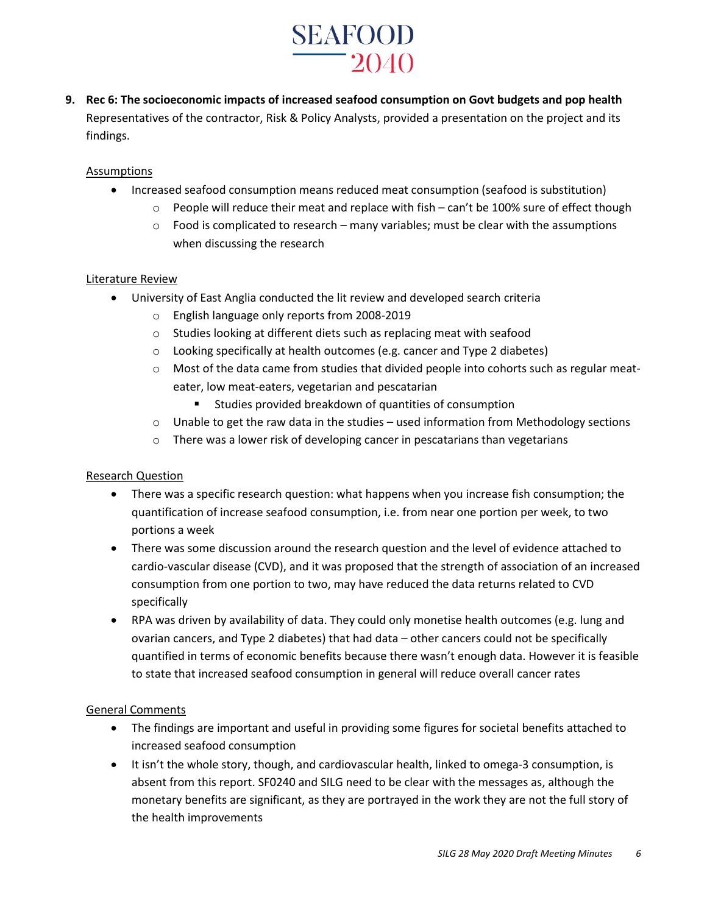9. **Rec 6: The socioeconomic impacts of increased seafood consumption on Govt budgets and pop health**
   Representatives of the contractor, Risk & Policy Analysts, provided a presentation on the project and its findings.

   Assumptions

   - Increased seafood consumption means reduced meat consumption (seafood is substitution)
     - People will reduce their meat and replace with fish – can't be 100% sure of effect though
     - Food is complicated to research – many variables; must be clear with the assumptions when discussing the research

   Literature Review

   - University of East Anglia conducted the lit review and developed search criteria
     - English language only reports from 2008-2019
     - Studies looking at different diets such as replacing meat with seafood
     - Looking specifically at health outcomes (e.g. cancer and Type 2 diabetes)
     - Most of the data came from studies that divided people into cohorts such as regular meat-eater, low meat-eaters, vegetarian and pescatarian
       - Studies provided breakdown of quantities of consumption
     - Unable to get the raw data in the studies – used information from Methodology sections
     - There was a lower risk of developing cancer in pescatarians than vegetarians

   Research Question

   - There was a specific research question: what happens when you increase fish consumption; the quantification of increase seafood consumption, i.e. from near one portion per week, to two portions a week
   - There was some discussion around the research question and the level of evidence attached to cardio-vascular disease (CVD), and it was proposed that the strength of association of an increased consumption from one portion to two, may have reduced the data returns related to CVD specifically
   - RPA was driven by availability of data. They could only monetise health outcomes (e.g. lung and ovarian cancers, and Type 2 diabetes) that had data – other cancers could not be specifically quantified in terms of economic benefits because there wasn't enough data. However it is feasible to state that increased seafood consumption in general will reduce overall cancer rates

   General Comments

   - The findings are important and useful in providing some figures for societal benefits attached to increased seafood consumption
   - It isn't the whole story, though, and cardiovascular health, linked to omega-3 consumption, is absent from this report. SF0240 and SILG need to be clear with the messages as, although the monetary benefits are significant, as they are portrayed in the work they are not the full story of the health improvements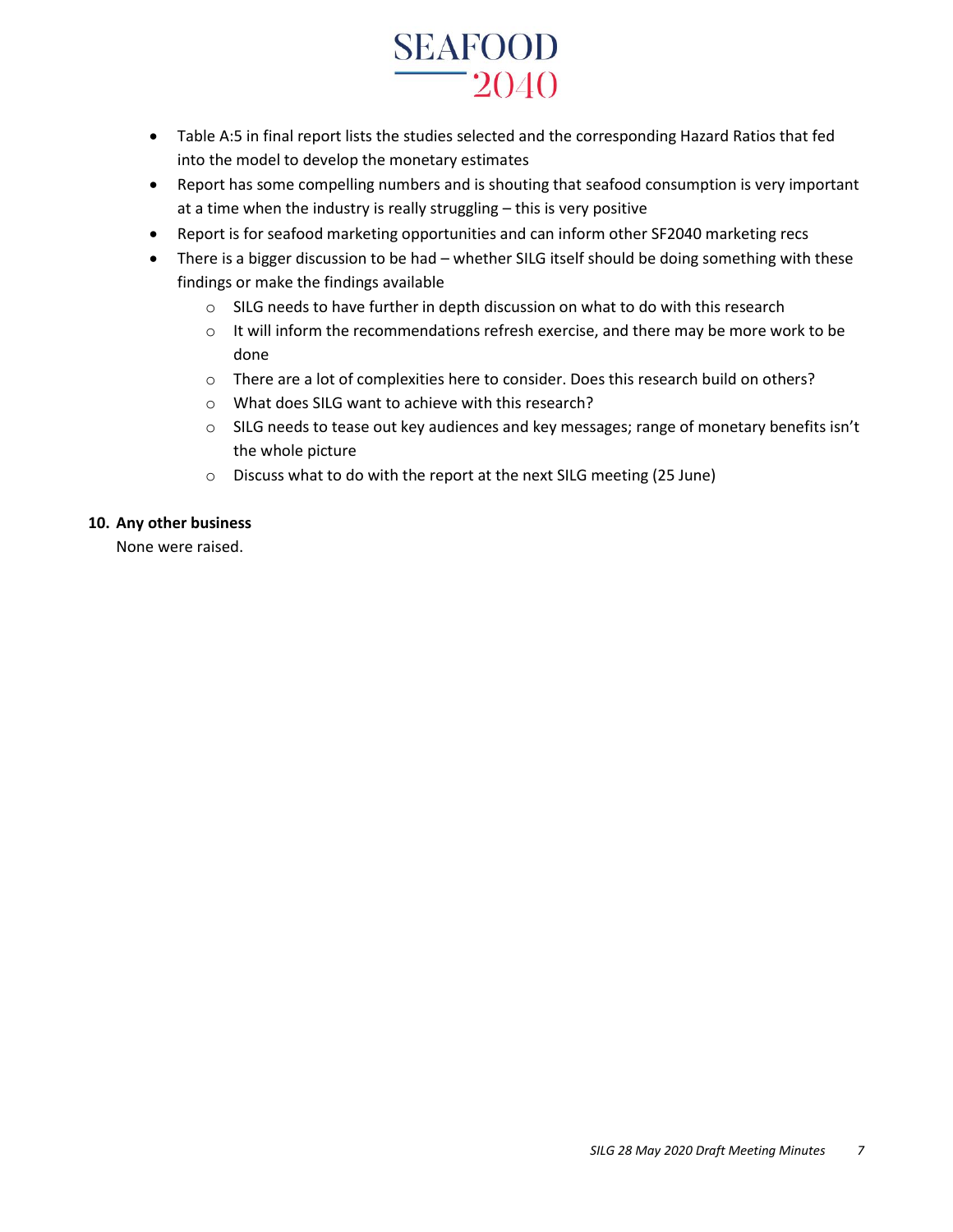- Table A:5 in final report lists the studies selected and the corresponding Hazard Ratios that fed into the model to develop the monetary estimates
- Report has some compelling numbers and is shouting that seafood consumption is very important at a time when the industry is really struggling – this is very positive
- Report is for seafood marketing opportunities and can inform other SF2040 marketing recs
- There is a bigger discussion to be had – whether SILG itself should be doing something with these findings or make the findings available
  - SILG needs to have further in depth discussion on what to do with this research
  - It will inform the recommendations refresh exercise, and there may be more work to be done
  - There are a lot of complexities here to consider. Does this research build on others?
  - What does SILG want to achieve with this research?
  - SILG needs to tease out key audiences and key messages; range of monetary benefits isn't the whole picture
  - Discuss what to do with the report at the next SILG meeting (25 June)

**10. Any other business**

None were raised.